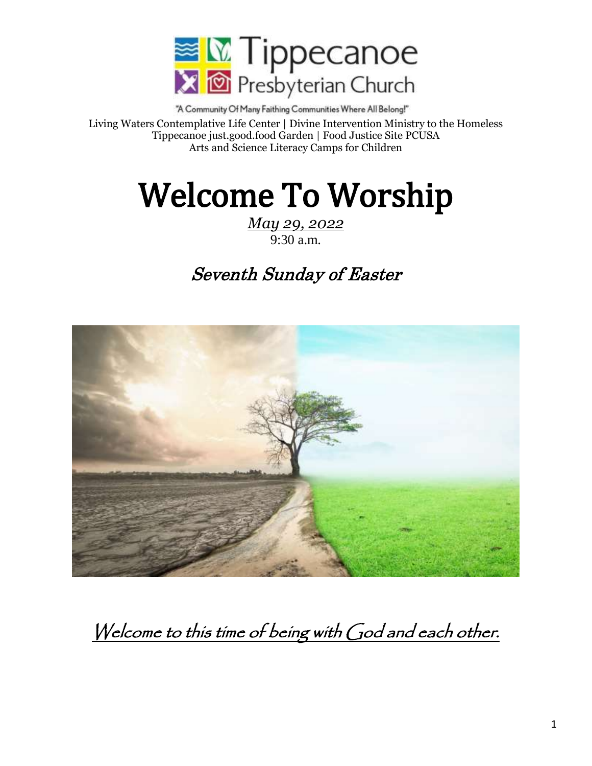Tippecanoe Presbyterian Church

"A Community Of Many Faithing Communities Where All Belong!"

Living Waters Contemplative Life Center | Divine Intervention Ministry to the Homeless
Tippecanoe just.good.food Garden | Food Justice Site PCUSA
Arts and Science Literacy Camps for Children

# Welcome To Worship

*May 29, 2022*
9:30 a.m.

## *Seventh Sunday of Easter*

*Welcome to this time of being with God and each other.*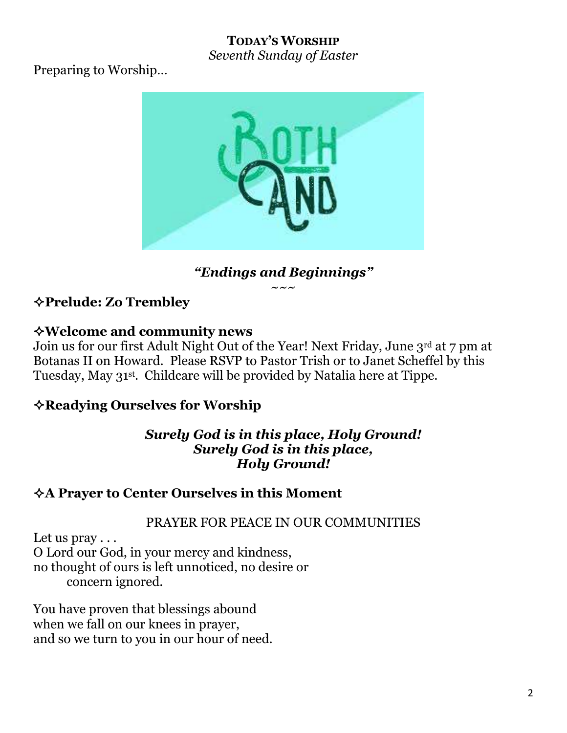**TODAY'S WORSHIP**
*Seventh Sunday of Easter*

Preparing to Worship…

*"Endings and Beginnings"*
~~~

### ✧Prelude: Zo Trembley

### ✧Welcome and community news

Join us for our first Adult Night Out of the Year! Next Friday, June 3rd at 7 pm at Botanas II on Howard. Please RSVP to Pastor Trish or to Janet Scheffel by this Tuesday, May 31st. Childcare will be provided by Natalia here at Tippe.

### ✧Readying Ourselves for Worship

***Surely God is in this place, Holy Ground!***
***Surely God is in this place,***
***Holy Ground!***

### ✧A Prayer to Center Ourselves in this Moment

PRAYER FOR PEACE IN OUR COMMUNITIES

Let us pray . . .
O Lord our God, in your mercy and kindness,
no thought of ours is left unnoticed, no desire or
concern ignored.

You have proven that blessings abound
when we fall on our knees in prayer,
and so we turn to you in our hour of need.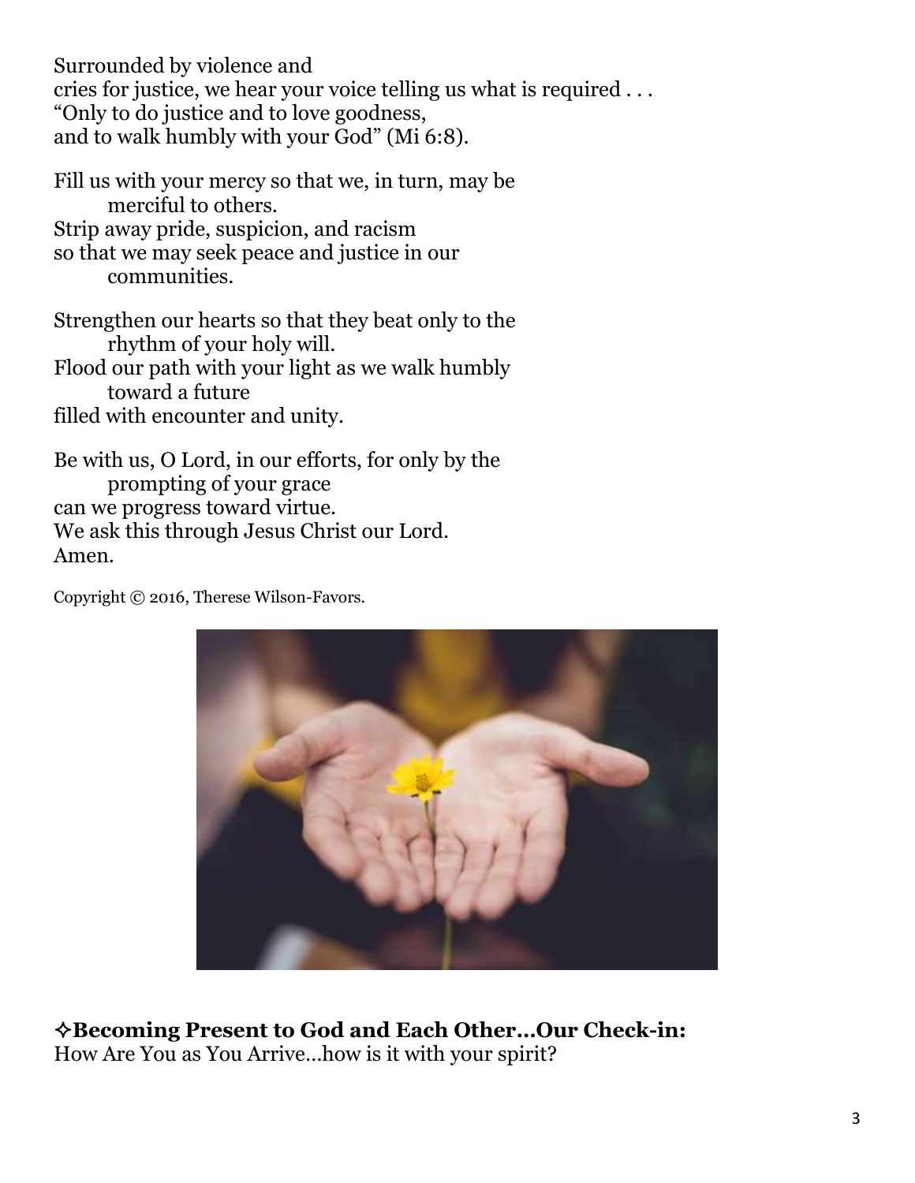Surrounded by violence and
cries for justice, we hear your voice telling us what is required . . .
"Only to do justice and to love goodness,
and to walk humbly with your God" (Mi 6:8).

Fill us with your mercy so that we, in turn, may be
merciful to others.
Strip away pride, suspicion, and racism
so that we may seek peace and justice in our
communities.

Strengthen our hearts so that they beat only to the
rhythm of your holy will.
Flood our path with your light as we walk humbly
toward a future
filled with encounter and unity.

Be with us, O Lord, in our efforts, for only by the
prompting of your grace
can we progress toward virtue.
We ask this through Jesus Christ our Lord.
Amen.

Copyright © 2016, Therese Wilson-Favors.

**✧Becoming Present to God and Each Other…Our Check-in:**
How Are You as You Arrive…how is it with your spirit?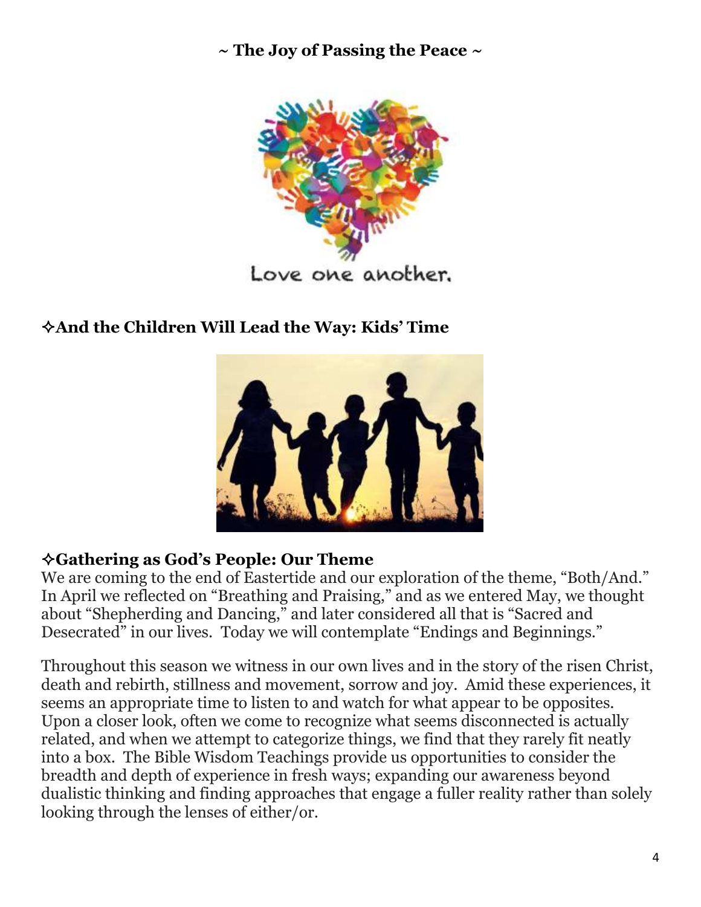**~ The Joy of Passing the Peace ~**

Love one another.

## ✧And the Children Will Lead the Way: Kids' Time

## ✧Gathering as God's People: Our Theme

We are coming to the end of Eastertide and our exploration of the theme, "Both/And." In April we reflected on "Breathing and Praising," and as we entered May, we thought about "Shepherding and Dancing," and later considered all that is "Sacred and Desecrated" in our lives. Today we will contemplate "Endings and Beginnings."

Throughout this season we witness in our own lives and in the story of the risen Christ, death and rebirth, stillness and movement, sorrow and joy. Amid these experiences, it seems an appropriate time to listen to and watch for what appear to be opposites. Upon a closer look, often we come to recognize what seems disconnected is actually related, and when we attempt to categorize things, we find that they rarely fit neatly into a box. The Bible Wisdom Teachings provide us opportunities to consider the breadth and depth of experience in fresh ways; expanding our awareness beyond dualistic thinking and finding approaches that engage a fuller reality rather than solely looking through the lenses of either/or.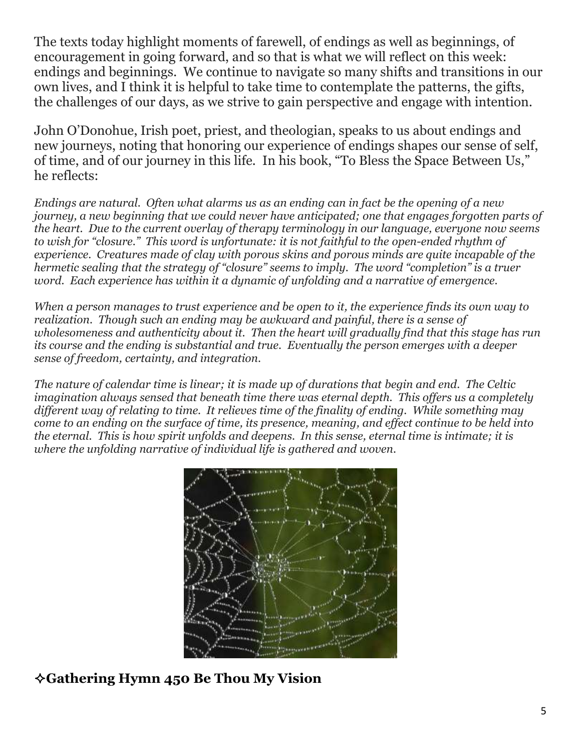The texts today highlight moments of farewell, of endings as well as beginnings, of encouragement in going forward, and so that is what we will reflect on this week: endings and beginnings. We continue to navigate so many shifts and transitions in our own lives, and I think it is helpful to take time to contemplate the patterns, the gifts, the challenges of our days, as we strive to gain perspective and engage with intention.

John O'Donohue, Irish poet, priest, and theologian, speaks to us about endings and new journeys, noting that honoring our experience of endings shapes our sense of self, of time, and of our journey in this life. In his book, "To Bless the Space Between Us," he reflects:

*Endings are natural. Often what alarms us as an ending can in fact be the opening of a new journey, a new beginning that we could never have anticipated; one that engages forgotten parts of the heart. Due to the current overlay of therapy terminology in our language, everyone now seems to wish for "closure." This word is unfortunate: it is not faithful to the open-ended rhythm of experience. Creatures made of clay with porous skins and porous minds are quite incapable of the hermetic sealing that the strategy of "closure" seems to imply. The word "completion" is a truer word. Each experience has within it a dynamic of unfolding and a narrative of emergence.*

*When a person manages to trust experience and be open to it, the experience finds its own way to realization. Though such an ending may be awkward and painful, there is a sense of wholesomeness and authenticity about it. Then the heart will gradually find that this stage has run its course and the ending is substantial and true. Eventually the person emerges with a deeper sense of freedom, certainty, and integration.*

*The nature of calendar time is linear; it is made up of durations that begin and end. The Celtic imagination always sensed that beneath time there was eternal depth. This offers us a completely different way of relating to time. It relieves time of the finality of ending. While something may come to an ending on the surface of time, its presence, meaning, and effect continue to be held into the eternal. This is how spirit unfolds and deepens. In this sense, eternal time is intimate; it is where the unfolding narrative of individual life is gathered and woven.*

## ✧Gathering Hymn 450 Be Thou My Vision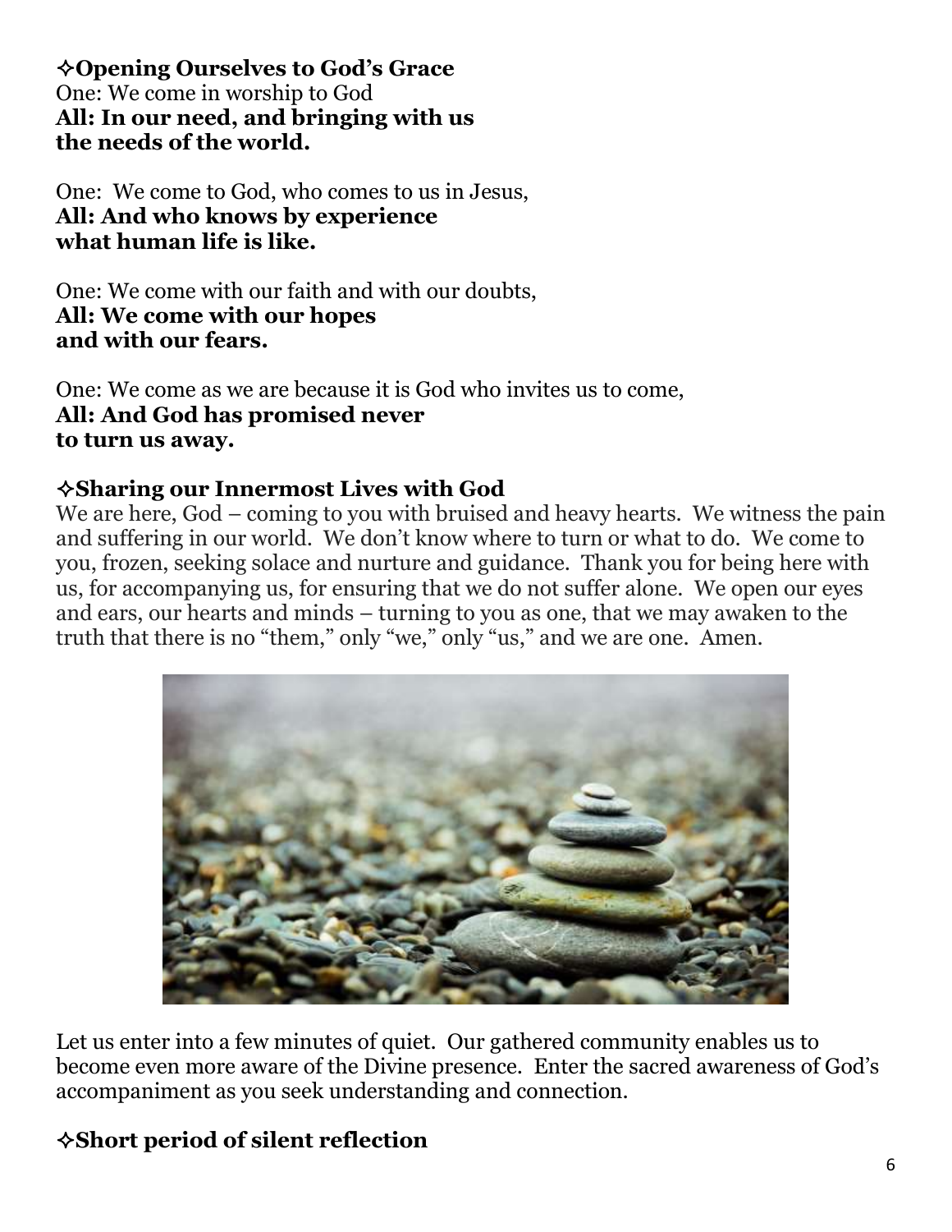### ✧Opening Ourselves to God's Grace

One: We come in worship to God
**All: In our need, and bringing with us the needs of the world.**

One: We come to God, who comes to us in Jesus,
**All: And who knows by experience what human life is like.**

One: We come with our faith and with our doubts,
**All: We come with our hopes and with our fears.**

One: We come as we are because it is God who invites us to come,
**All: And God has promised never to turn us away.**

### ✧Sharing our Innermost Lives with God

We are here, God – coming to you with bruised and heavy hearts. We witness the pain and suffering in our world. We don't know where to turn or what to do. We come to you, frozen, seeking solace and nurture and guidance. Thank you for being here with us, for accompanying us, for ensuring that we do not suffer alone. We open our eyes and ears, our hearts and minds – turning to you as one, that we may awaken to the truth that there is no "them," only "we," only "us," and we are one. Amen.

Let us enter into a few minutes of quiet. Our gathered community enables us to become even more aware of the Divine presence. Enter the sacred awareness of God's accompaniment as you seek understanding and connection.

### ✧Short period of silent reflection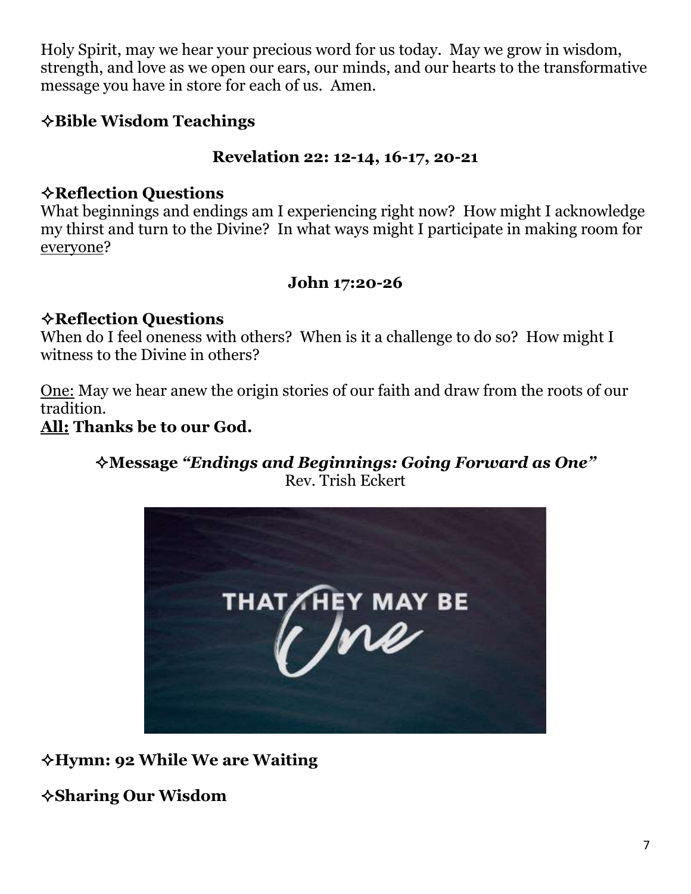Holy Spirit, may we hear your precious word for us today. May we grow in wisdom, strength, and love as we open our ears, our minds, and our hearts to the transformative message you have in store for each of us. Amen.

### ✧Bible Wisdom Teachings

**Revelation 22: 12-14, 16-17, 20-21**

### ✧Reflection Questions

What beginnings and endings am I experiencing right now? How might I acknowledge my thirst and turn to the Divine? In what ways might I participate in making room for everyone?

**John 17:20-26**

### ✧Reflection Questions

When do I feel oneness with others? When is it a challenge to do so? How might I witness to the Divine in others?

One: May we hear anew the origin stories of our faith and draw from the roots of our tradition.

**All: Thanks be to our God.**

### ✧Message *"Endings and Beginnings: Going Forward as One"*

Rev. Trish Eckert

### ✧Hymn: 92 While We are Waiting

### ✧Sharing Our Wisdom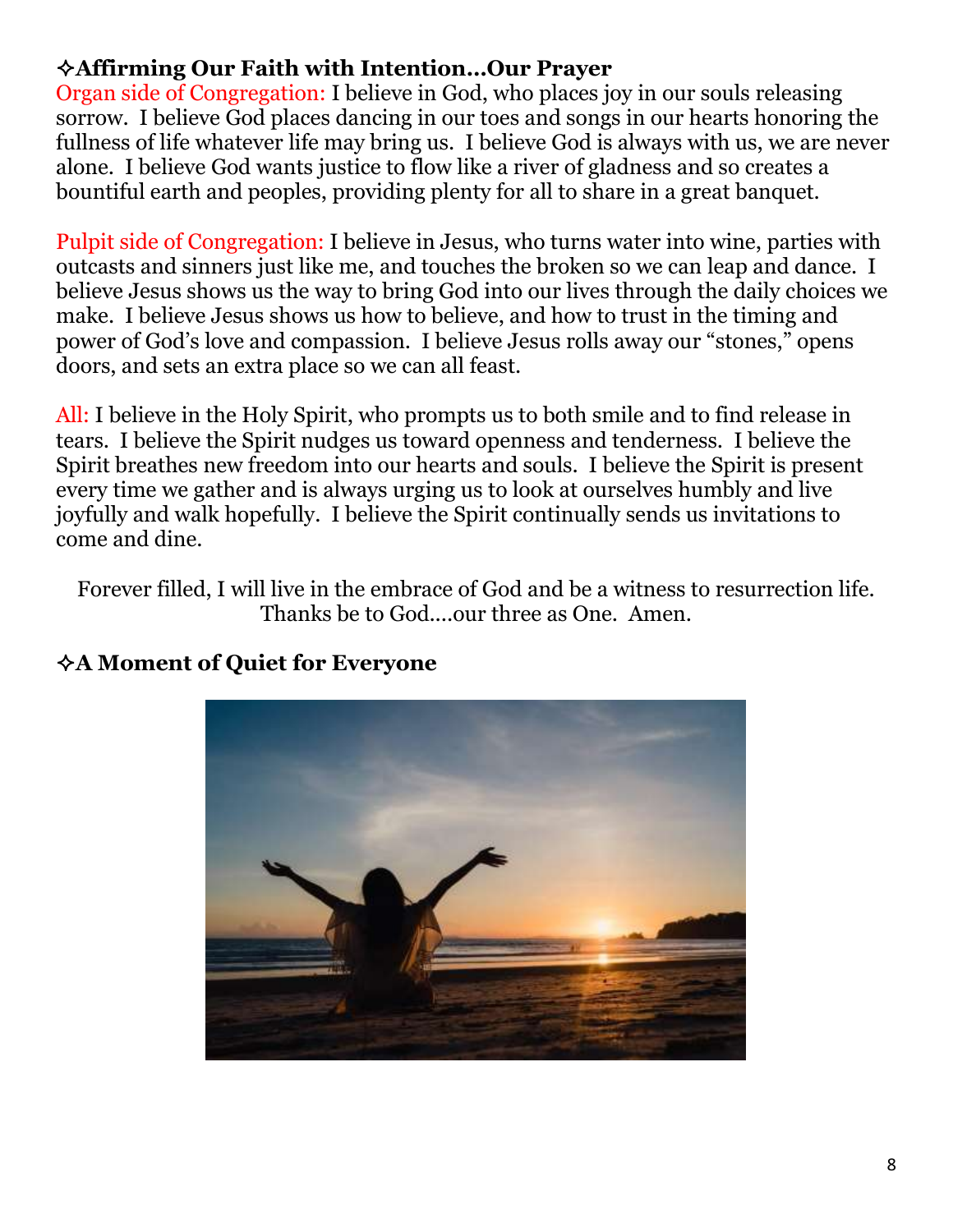### ✧Affirming Our Faith with Intention…Our Prayer

Organ side of Congregation: I believe in God, who places joy in our souls releasing sorrow. I believe God places dancing in our toes and songs in our hearts honoring the fullness of life whatever life may bring us. I believe God is always with us, we are never alone. I believe God wants justice to flow like a river of gladness and so creates a bountiful earth and peoples, providing plenty for all to share in a great banquet.

Pulpit side of Congregation: I believe in Jesus, who turns water into wine, parties with outcasts and sinners just like me, and touches the broken so we can leap and dance. I believe Jesus shows us the way to bring God into our lives through the daily choices we make. I believe Jesus shows us how to believe, and how to trust in the timing and power of God's love and compassion. I believe Jesus rolls away our "stones," opens doors, and sets an extra place so we can all feast.

All: I believe in the Holy Spirit, who prompts us to both smile and to find release in tears. I believe the Spirit nudges us toward openness and tenderness. I believe the Spirit breathes new freedom into our hearts and souls. I believe the Spirit is present every time we gather and is always urging us to look at ourselves humbly and live joyfully and walk hopefully. I believe the Spirit continually sends us invitations to come and dine.

Forever filled, I will live in the embrace of God and be a witness to resurrection life.
Thanks be to God….our three as One. Amen.

### ✧A Moment of Quiet for Everyone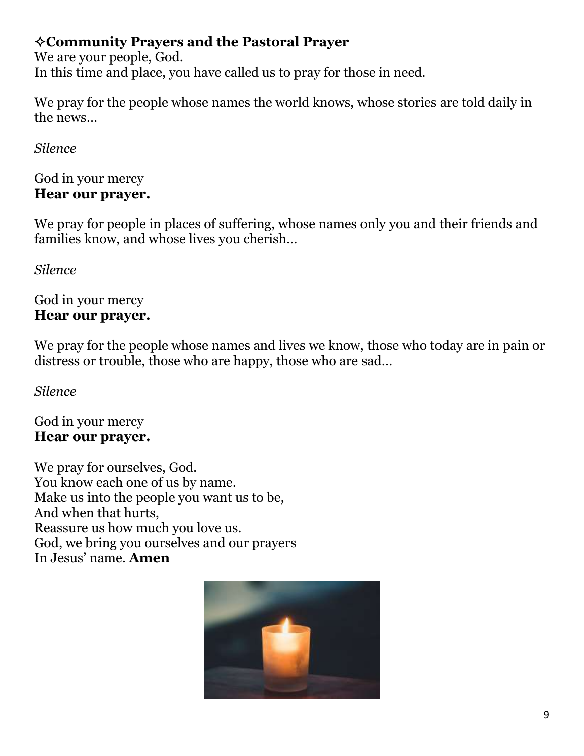### ✧Community Prayers and the Pastoral Prayer

We are your people, God.
In this time and place, you have called us to pray for those in need.

We pray for the people whose names the world knows, whose stories are told daily in the news…

*Silence*

God in your mercy
**Hear our prayer.**

We pray for people in places of suffering, whose names only you and their friends and families know, and whose lives you cherish…

*Silence*

God in your mercy
**Hear our prayer.**

We pray for the people whose names and lives we know, those who today are in pain or distress or trouble, those who are happy, those who are sad…

*Silence*

God in your mercy
**Hear our prayer.**

We pray for ourselves, God.
You know each one of us by name.
Make us into the people you want us to be,
And when that hurts,
Reassure us how much you love us.
God, we bring you ourselves and our prayers
In Jesus' name. **Amen**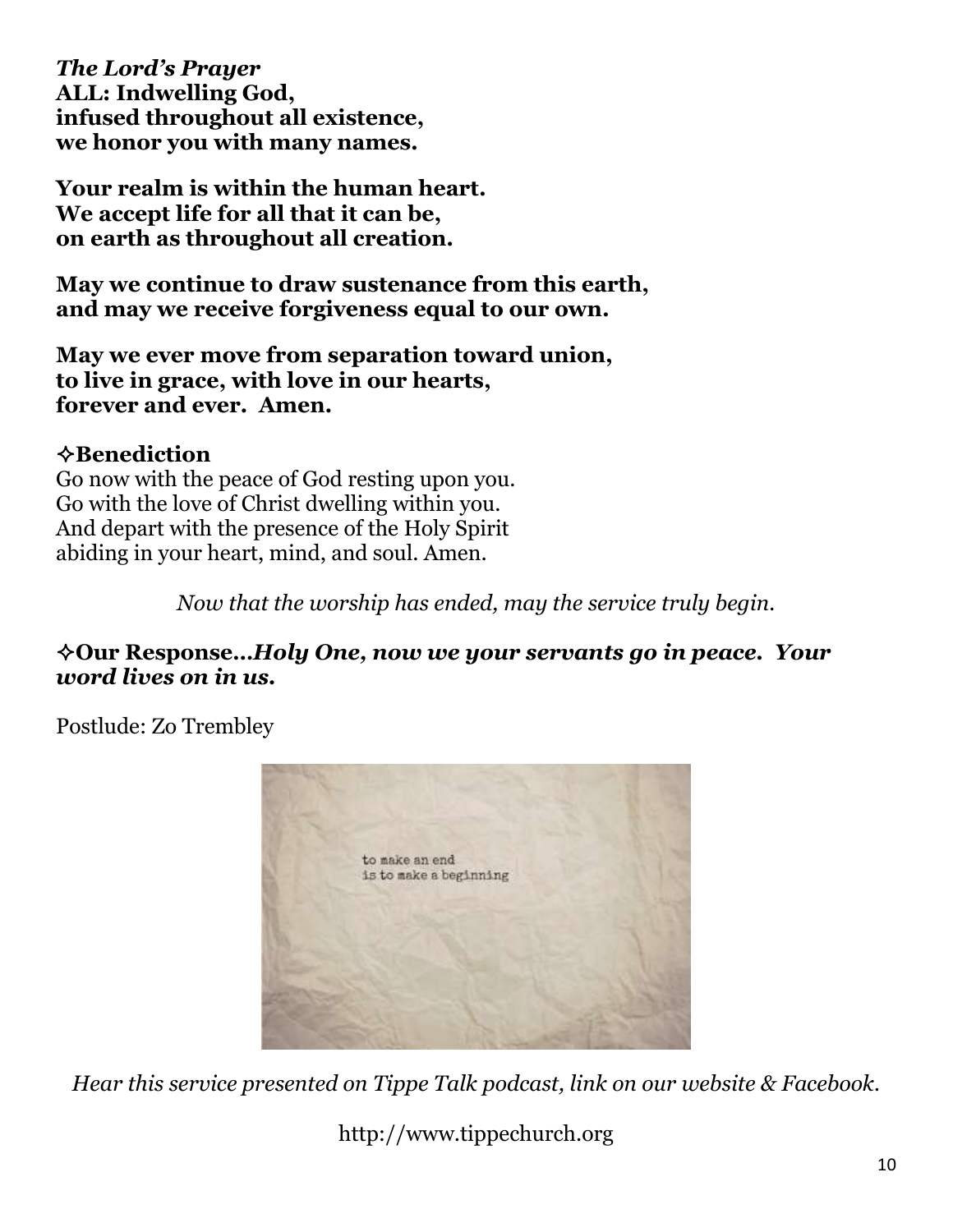***The Lord's Prayer***
**ALL: Indwelling God,**
**infused throughout all existence,**
**we honor you with many names.**

**Your realm is within the human heart.**
**We accept life for all that it can be,**
**on earth as throughout all creation.**

**May we continue to draw sustenance from this earth,**
**and may we receive forgiveness equal to our own.**

**May we ever move from separation toward union,**
**to live in grace, with love in our hearts,**
**forever and ever. Amen.**

**✧Benediction**
Go now with the peace of God resting upon you.
Go with the love of Christ dwelling within you.
And depart with the presence of the Holy Spirit
abiding in your heart, mind, and soul. Amen.

*Now that the worship has ended, may the service truly begin.*

**✧Our Response...*Holy One, now we your servants go in peace. Your word lives on in us.***

Postlude: Zo Trembley

to make an end
is to make a beginning

*Hear this service presented on Tippe Talk podcast, link on our website & Facebook.*

http://www.tippechurch.org